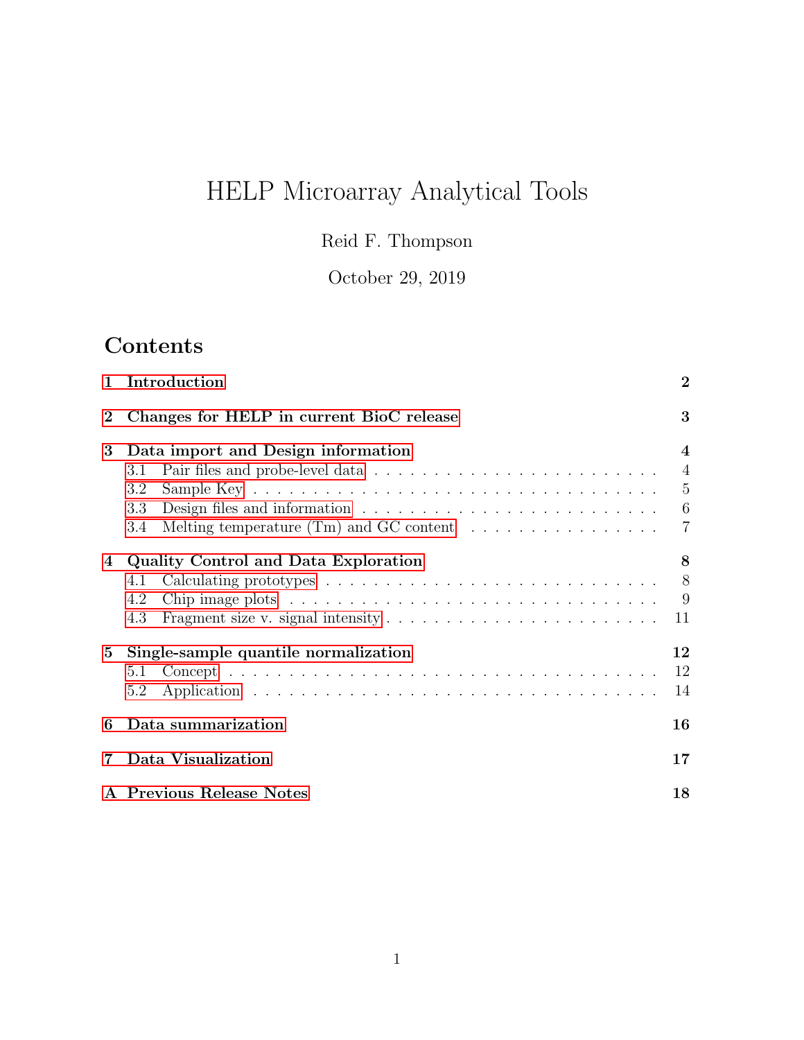# HELP Microarray Analytical Tools

Reid F. Thompson

October 29, 2019

## Contents

- **1 Introduction** — 2
- **2 Changes for HELP in current BioC release** — 3
- **3 Data import and Design information** — 4
  - 3.1 Pair files and probe-level data — 4
  - 3.2 Sample Key — 5
  - 3.3 Design files and information — 6
  - 3.4 Melting temperature (Tm) and GC content — 7
- **4 Quality Control and Data Exploration** — 8
  - 4.1 Calculating prototypes — 8
  - 4.2 Chip image plots — 9
  - 4.3 Fragment size v. signal intensity — 11
- **5 Single-sample quantile normalization** — 12
  - 5.1 Concept — 12
  - 5.2 Application — 14
- **6 Data summarization** — 16
- **7 Data Visualization** — 17
- **A Previous Release Notes** — 18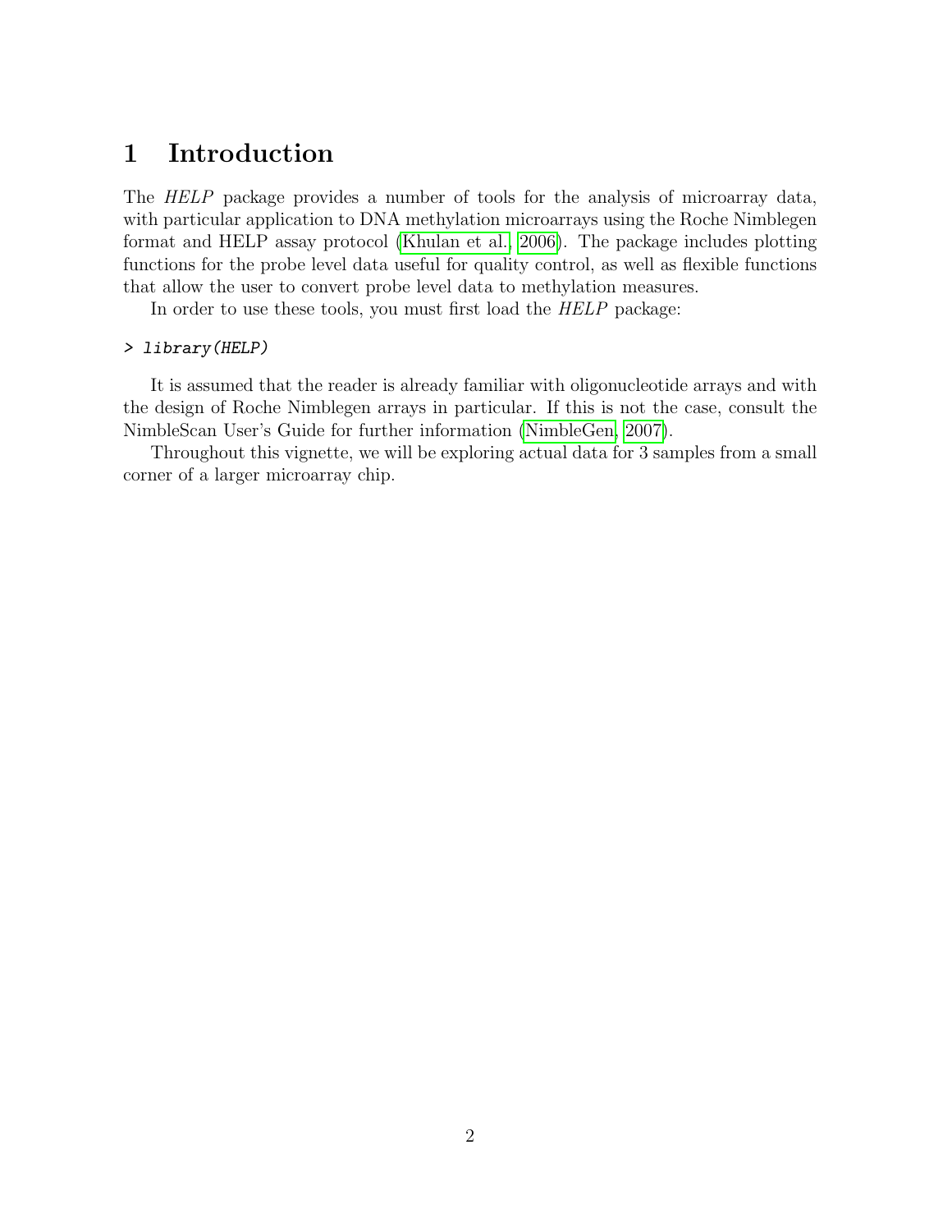# 1 Introduction

The *HELP* package provides a number of tools for the analysis of microarray data, with particular application to DNA methylation microarrays using the Roche Nimblegen format and HELP assay protocol (Khulan et al., 2006). The package includes plotting functions for the probe level data useful for quality control, as well as flexible functions that allow the user to convert probe level data to methylation measures.

In order to use these tools, you must first load the *HELP* package:

```
> library(HELP)
```

It is assumed that the reader is already familiar with oligonucleotide arrays and with the design of Roche Nimblegen arrays in particular. If this is not the case, consult the NimbleScan User's Guide for further information (NimbleGen, 2007).

Throughout this vignette, we will be exploring actual data for 3 samples from a small corner of a larger microarray chip.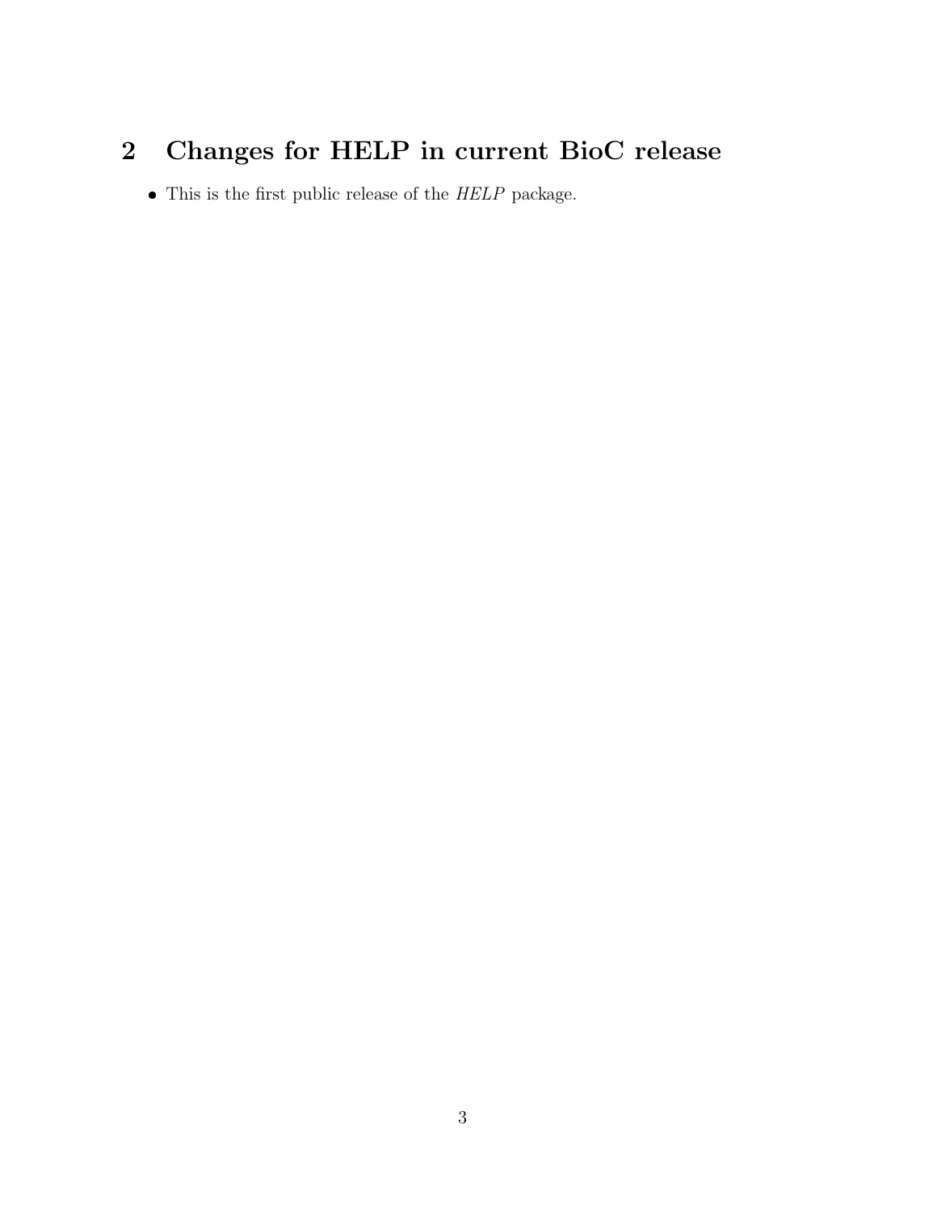## 2 Changes for HELP in current BioC release

- This is the first public release of the *HELP* package.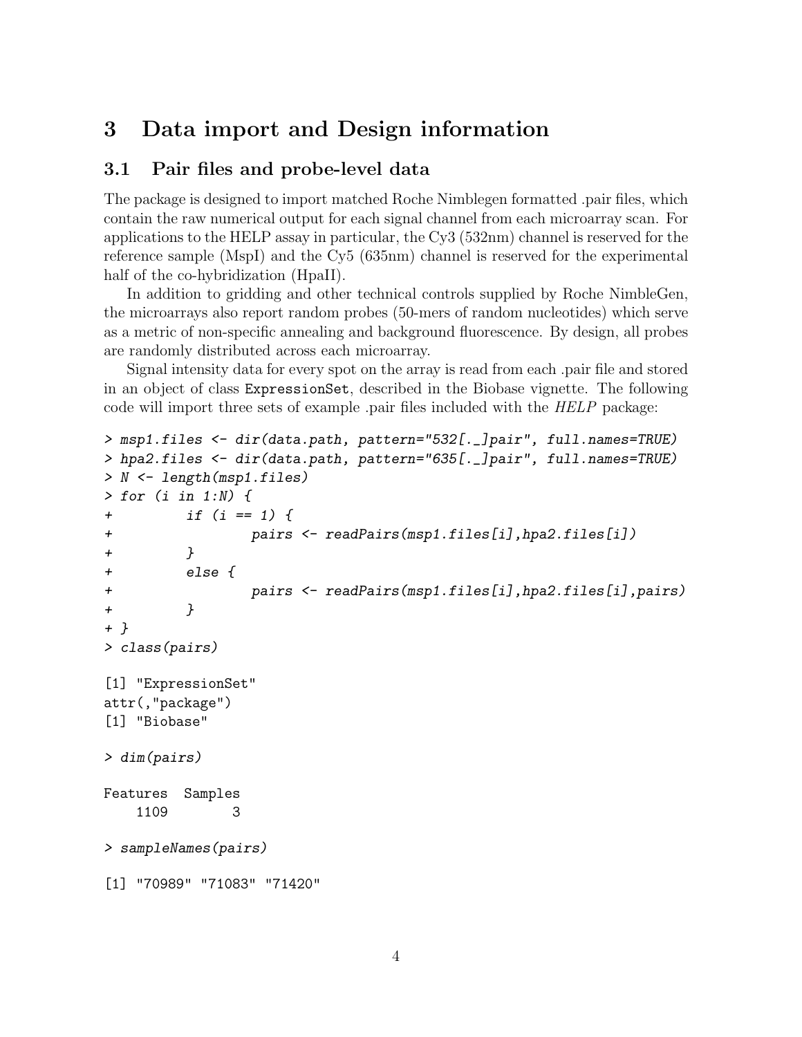# 3 Data import and Design information

## 3.1 Pair files and probe-level data

The package is designed to import matched Roche Nimblegen formatted .pair files, which contain the raw numerical output for each signal channel from each microarray scan. For applications to the HELP assay in particular, the Cy3 (532nm) channel is reserved for the reference sample (MspI) and the Cy5 (635nm) channel is reserved for the experimental half of the co-hybridization (HpaII).

In addition to gridding and other technical controls supplied by Roche NimbleGen, the microarrays also report random probes (50-mers of random nucleotides) which serve as a metric of non-specific annealing and background fluorescence. By design, all probes are randomly distributed across each microarray.

Signal intensity data for every spot on the array is read from each .pair file and stored in an object of class `ExpressionSet`, described in the Biobase vignette. The following code will import three sets of example .pair files included with the *HELP* package:

```
> msp1.files <- dir(data.path, pattern="532[._]pair", full.names=TRUE)
> hpa2.files <- dir(data.path, pattern="635[._]pair", full.names=TRUE)
> N <- length(msp1.files)
> for (i in 1:N) {
+         if (i == 1) {
+                 pairs <- readPairs(msp1.files[i],hpa2.files[i])
+         }
+         else {
+                 pairs <- readPairs(msp1.files[i],hpa2.files[i],pairs)
+         }
+ }
> class(pairs)

[1] "ExpressionSet"
attr(,"package")
[1] "Biobase"

> dim(pairs)

Features  Samples
    1109        3

> sampleNames(pairs)

[1] "70989" "71083" "71420"
```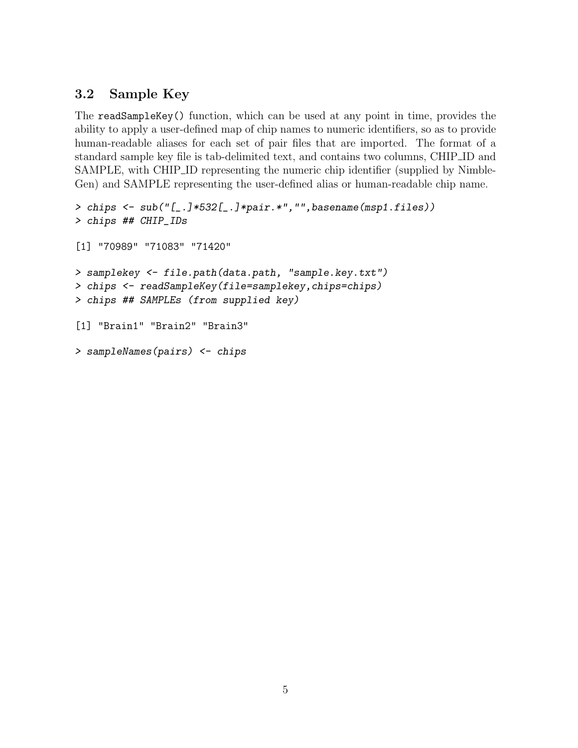### 3.2 Sample Key

The `readSampleKey()` function, which can be used at any point in time, provides the ability to apply a user-defined map of chip names to numeric identifiers, so as to provide human-readable aliases for each set of pair files that are imported. The format of a standard sample key file is tab-delimited text, and contains two columns, CHIP_ID and SAMPLE, with CHIP_ID representing the numeric chip identifier (supplied by NimbleGen) and SAMPLE representing the user-defined alias or human-readable chip name.

```
> chips <- sub("[_.]*532[_.]*pair.*","",basename(msp1.files))
> chips ## CHIP_IDs

[1] "70989" "71083" "71420"

> samplekey <- file.path(data.path, "sample.key.txt")
> chips <- readSampleKey(file=samplekey,chips=chips)
> chips ## SAMPLEs (from supplied key)

[1] "Brain1" "Brain2" "Brain3"

> sampleNames(pairs) <- chips
```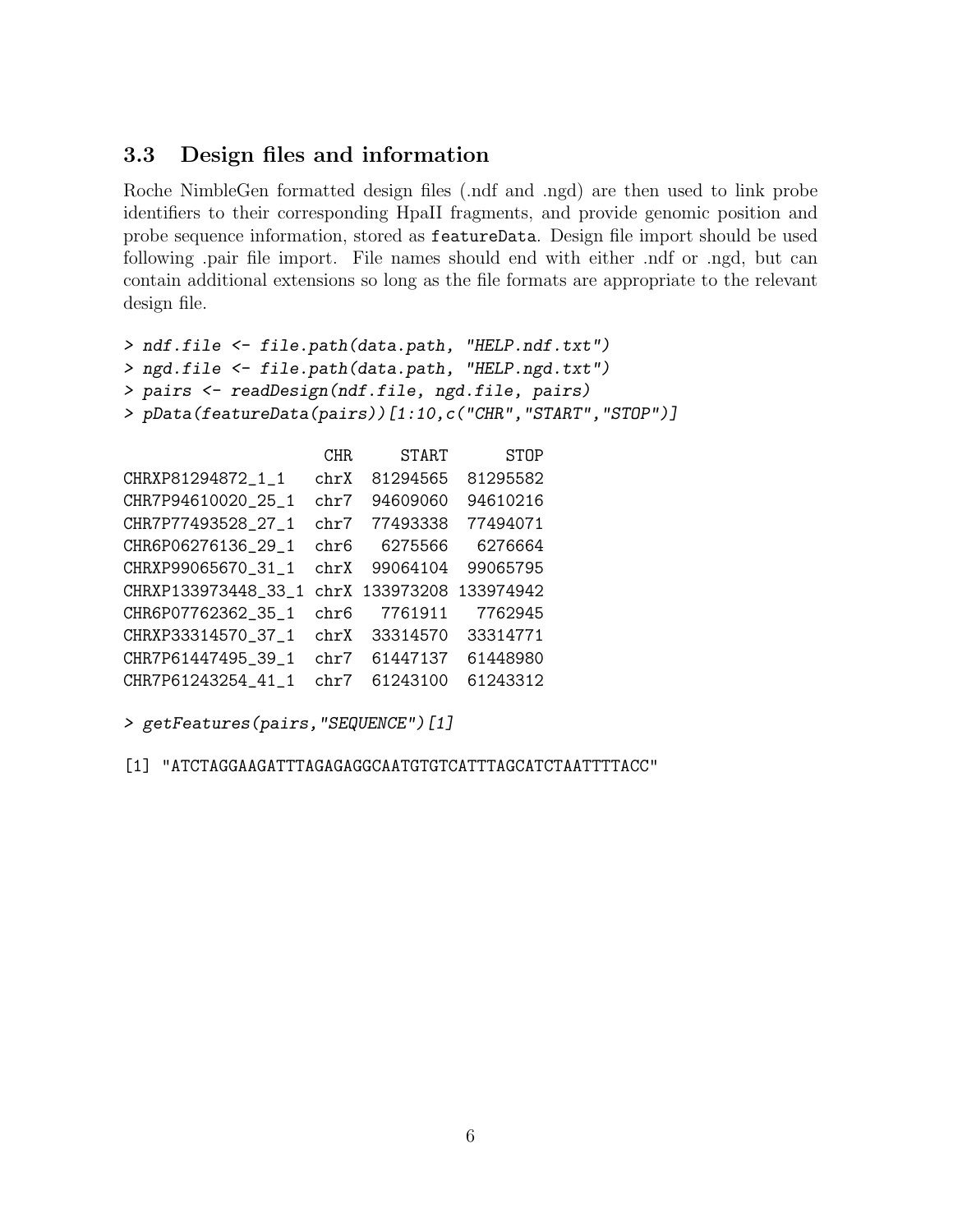### 3.3 Design files and information

Roche NimbleGen formatted design files (.ndf and .ngd) are then used to link probe identifiers to their corresponding HpaII fragments, and provide genomic position and probe sequence information, stored as `featureData`. Design file import should be used following .pair file import. File names should end with either .ndf or .ngd, but can contain additional extensions so long as the file formats are appropriate to the relevant design file.

```
> ndf.file <- file.path(data.path, "HELP.ndf.txt")
> ngd.file <- file.path(data.path, "HELP.ngd.txt")
> pairs <- readDesign(ndf.file, ngd.file, pairs)
> pData(featureData(pairs))[1:10,c("CHR","START","STOP")]

                    CHR     START      STOP
CHRXP81294872_1_1   chrX  81294565  81295582
CHR7P94610020_25_1  chr7  94609060  94610216
CHR7P77493528_27_1  chr7  77493338  77494071
CHR6P06276136_29_1  chr6   6275566   6276664
CHRXP99065670_31_1  chrX  99064104  99065795
CHRXP133973448_33_1 chrX 133973208 133974942
CHR6P07762362_35_1  chr6   7761911   7762945
CHRXP33314570_37_1  chrX  33314570  33314771
CHR7P61447495_39_1  chr7  61447137  61448980
CHR7P61243254_41_1  chr7  61243100  61243312

> getFeatures(pairs,"SEQUENCE")[1]

[1] "ATCTAGGAAGATTTAGAGAGGCAATGTGTCATTTAGCATCTAATTTTACC"
```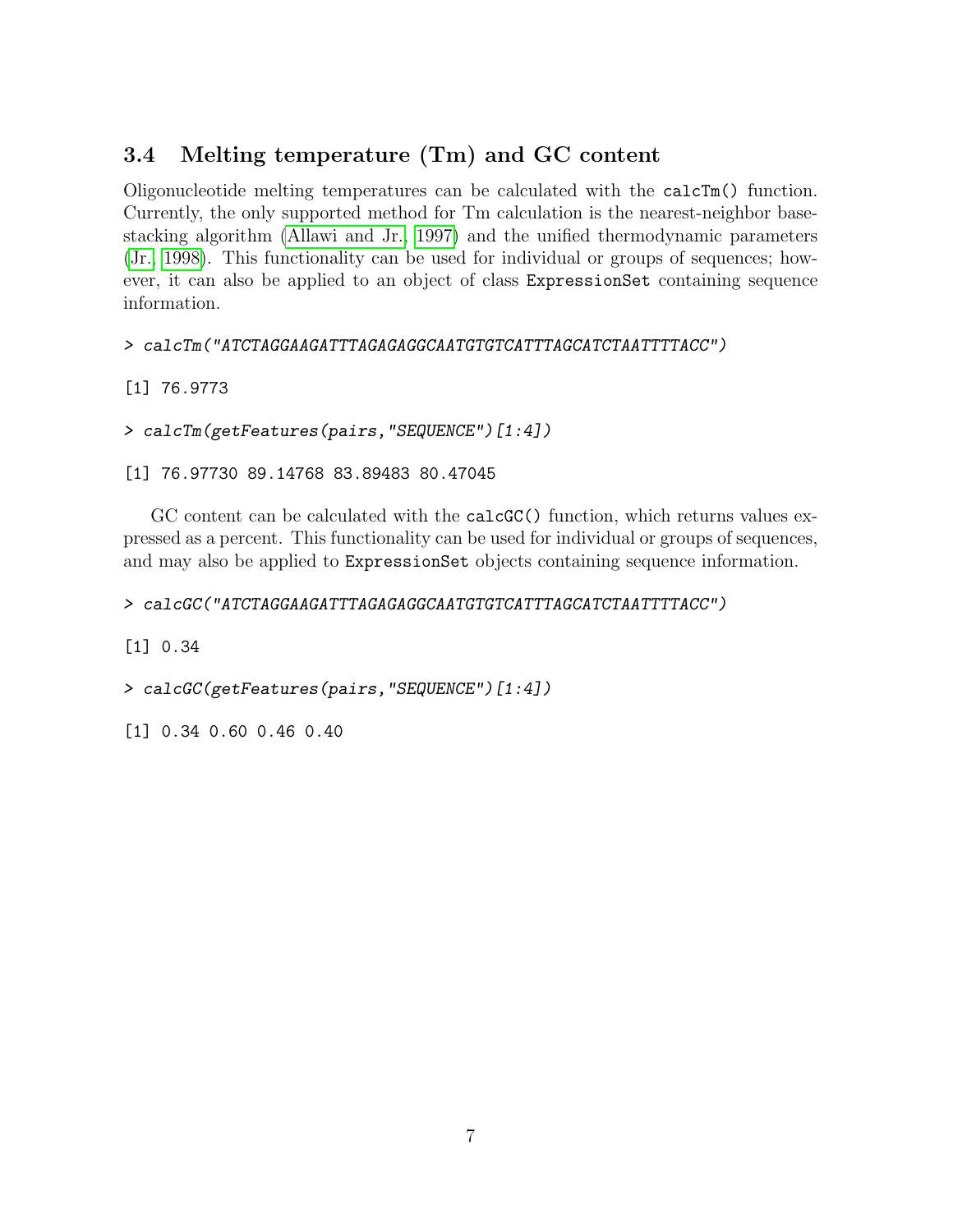### 3.4 Melting temperature (Tm) and GC content

Oligonucleotide melting temperatures can be calculated with the `calcTm()` function. Currently, the only supported method for Tm calculation is the nearest-neighbor base-stacking algorithm (Allawi and Jr., 1997) and the unified thermodynamic parameters (Jr., 1998). This functionality can be used for individual or groups of sequences; however, it can also be applied to an object of class `ExpressionSet` containing sequence information.

```
> calcTm("ATCTAGGAAGATTTAGAGAGGCAATGTGTCATTTAGCATCTAATTTTACC")

[1] 76.9773

> calcTm(getFeatures(pairs,"SEQUENCE")[1:4])

[1] 76.97730 89.14768 83.89483 80.47045
```

GC content can be calculated with the `calcGC()` function, which returns values expressed as a percent. This functionality can be used for individual or groups of sequences, and may also be applied to `ExpressionSet` objects containing sequence information.

```
> calcGC("ATCTAGGAAGATTTAGAGAGGCAATGTGTCATTTAGCATCTAATTTTACC")

[1] 0.34

> calcGC(getFeatures(pairs,"SEQUENCE")[1:4])

[1] 0.34 0.60 0.46 0.40
```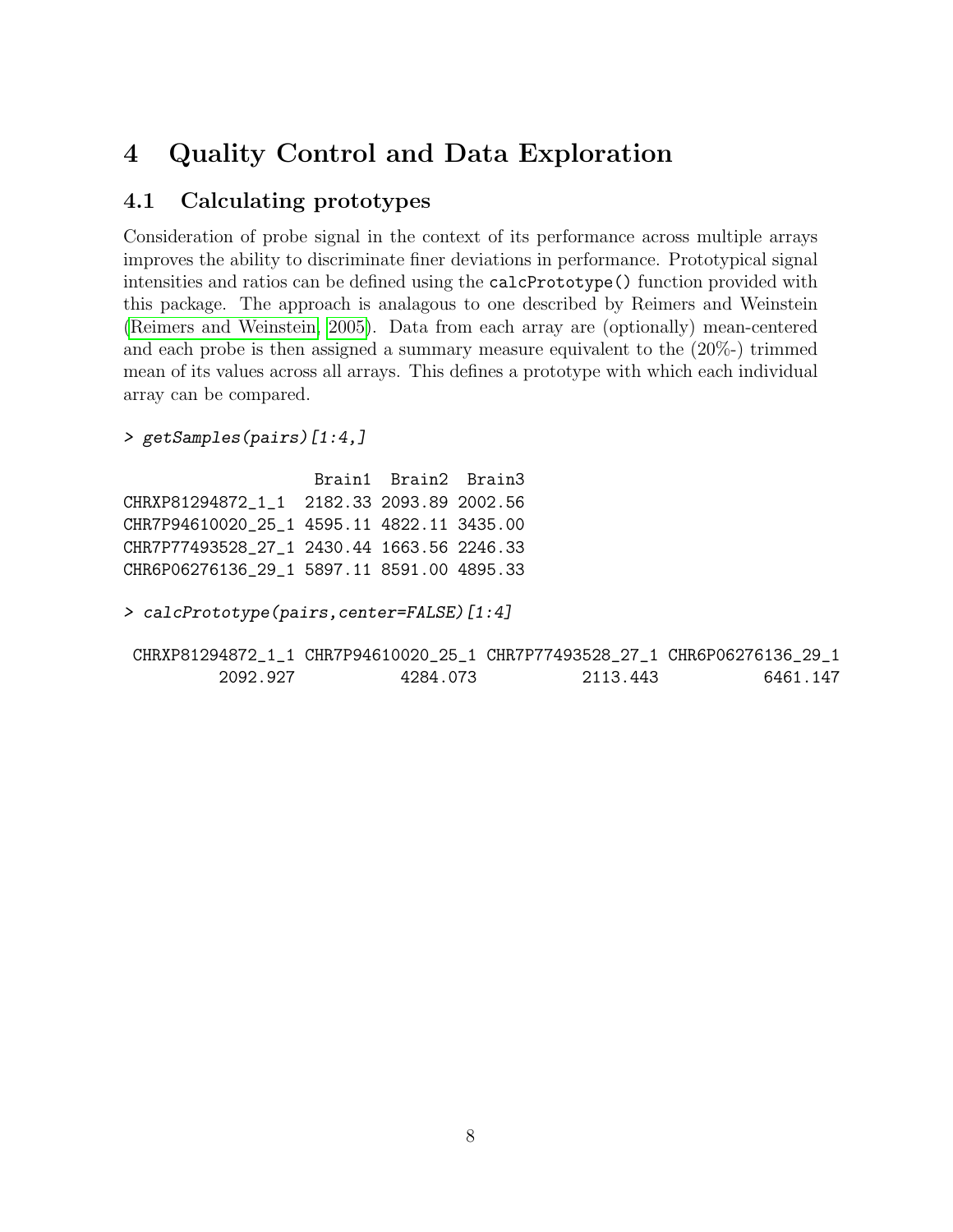# 4 Quality Control and Data Exploration

## 4.1 Calculating prototypes

Consideration of probe signal in the context of its performance across multiple arrays improves the ability to discriminate finer deviations in performance. Prototypical signal intensities and ratios can be defined using the `calcPrototype()` function provided with this package. The approach is analagous to one described by Reimers and Weinstein (Reimers and Weinstein, 2005). Data from each array are (optionally) mean-centered and each probe is then assigned a summary measure equivalent to the (20%-) trimmed mean of its values across all arrays. This defines a prototype with which each individual array can be compared.

```
> getSamples(pairs)[1:4,]

                    Brain1  Brain2  Brain3
CHRXP81294872_1_1  2182.33 2093.89 2002.56
CHR7P94610020_25_1 4595.11 4822.11 3435.00
CHR7P77493528_27_1 2430.44 1663.56 2246.33
CHR6P06276136_29_1 5897.11 8591.00 4895.33

> calcPrototype(pairs,center=FALSE)[1:4]

 CHRXP81294872_1_1 CHR7P94610020_25_1 CHR7P77493528_27_1 CHR6P06276136_29_1
          2092.927           4284.073           2113.443           6461.147
```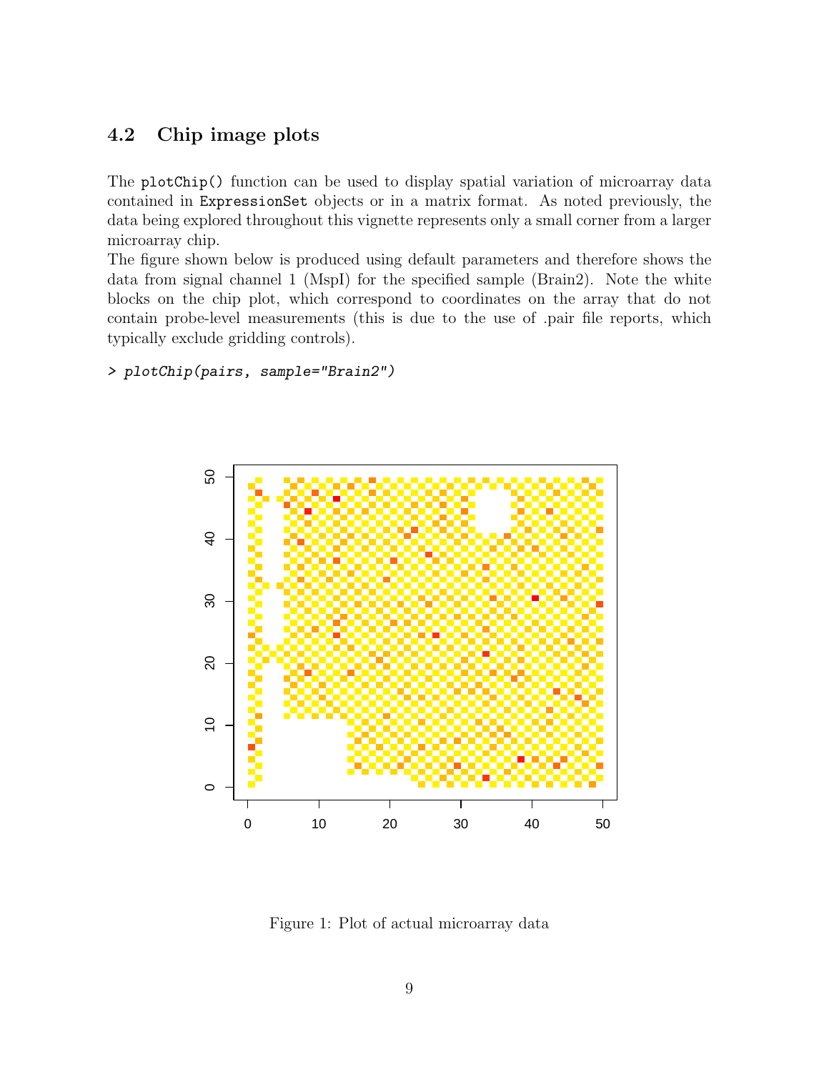## 4.2 Chip image plots

The `plotChip()` function can be used to display spatial variation of microarray data contained in `ExpressionSet` objects or in a matrix format. As noted previously, the data being explored throughout this vignette represents only a small corner from a larger microarray chip.

The figure shown below is produced using default parameters and therefore shows the data from signal channel 1 (MspI) for the specified sample (Brain2). Note the white blocks on the chip plot, which correspond to coordinates on the array that do not contain probe-level measurements (this is due to the use of .pair file reports, which typically exclude gridding controls).

```
> plotChip(pairs, sample="Brain2")
```

Figure 1: Plot of actual microarray data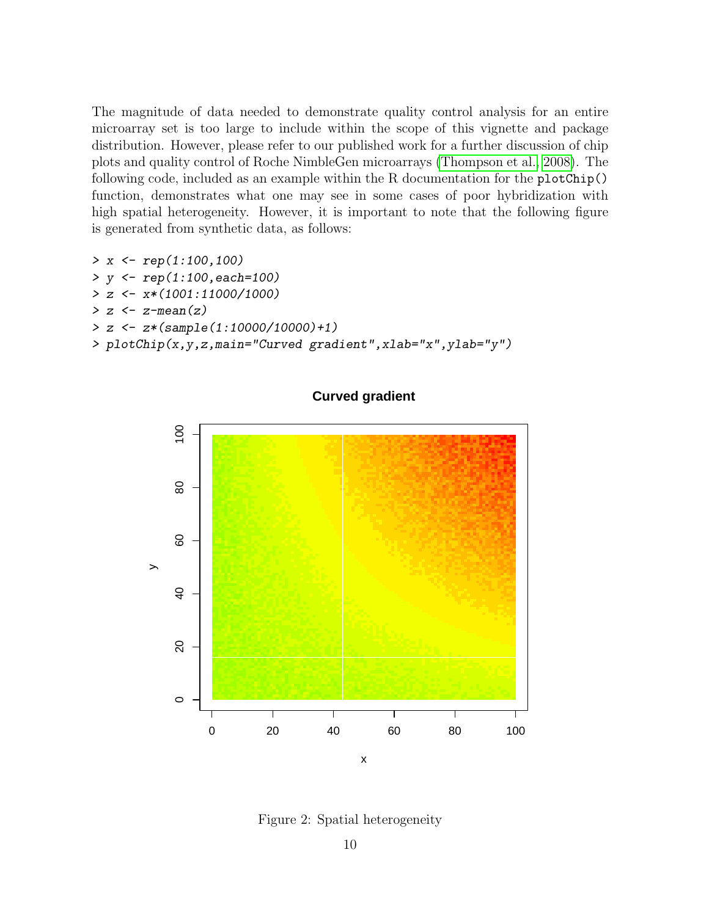The magnitude of data needed to demonstrate quality control analysis for an entire microarray set is too large to include within the scope of this vignette and package distribution. However, please refer to our published work for a further discussion of chip plots and quality control of Roche NimbleGen microarrays (Thompson et al., 2008). The following code, included as an example within the R documentation for the `plotChip()` function, demonstrates what one may see in some cases of poor hybridization with high spatial heterogeneity. However, it is important to note that the following figure is generated from synthetic data, as follows:

```
> x <- rep(1:100,100)
> y <- rep(1:100,each=100)
> z <- x*(1001:11000/1000)
> z <- z-mean(z)
> z <- z*(sample(1:10000/10000)+1)
> plotChip(x,y,z,main="Curved gradient",xlab="x",ylab="y")
```

Figure 2: Spatial heterogeneity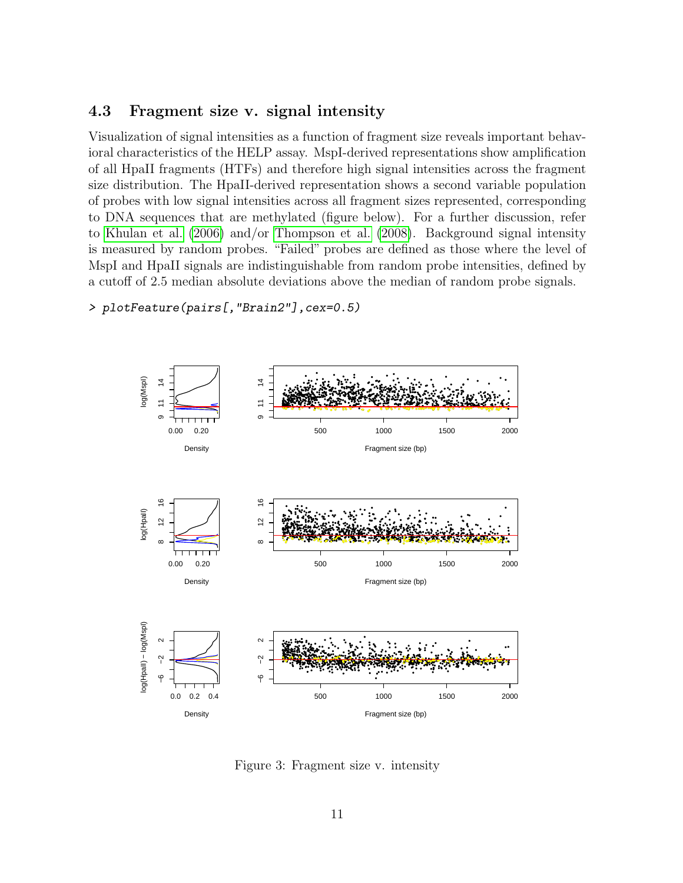### 4.3 Fragment size v. signal intensity

Visualization of signal intensities as a function of fragment size reveals important behavioral characteristics of the HELP assay. MspI-derived representations show amplification of all HpaII fragments (HTFs) and therefore high signal intensities across the fragment size distribution. The HpaII-derived representation shows a second variable population of probes with low signal intensities across all fragment sizes represented, corresponding to DNA sequences that are methylated (figure below). For a further discussion, refer to Khulan et al. (2006) and/or Thompson et al. (2008). Background signal intensity is measured by random probes. "Failed" probes are defined as those where the level of MspI and HpaII signals are indistinguishable from random probe intensities, defined by a cutoff of 2.5 median absolute deviations above the median of random probe signals.

```
> plotFeature(pairs[,"Brain2"],cex=0.5)
```

Figure 3: Fragment size v. intensity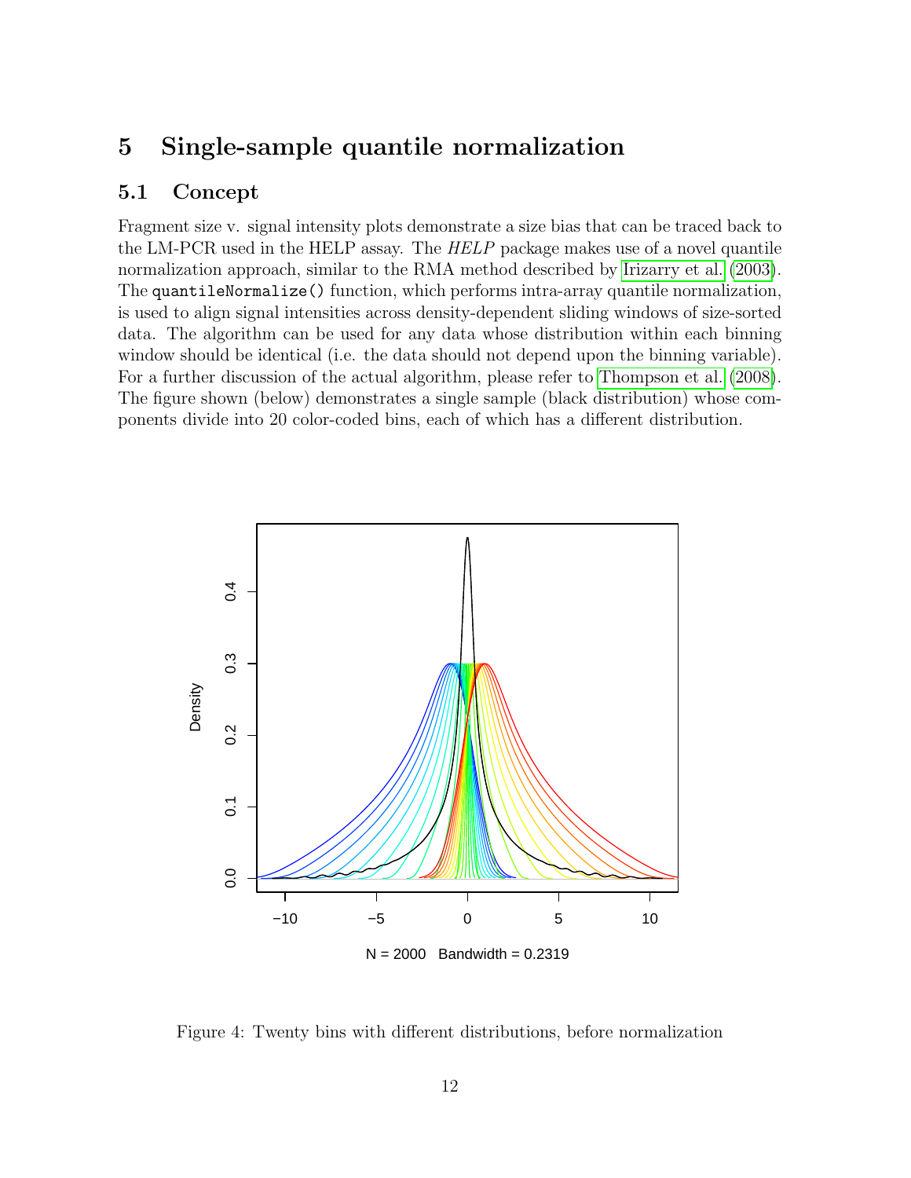## 5 Single-sample quantile normalization

### 5.1 Concept

Fragment size v. signal intensity plots demonstrate a size bias that can be traced back to the LM-PCR used in the HELP assay. The *HELP* package makes use of a novel quantile normalization approach, similar to the RMA method described by Irizarry et al. (2003). The `quantileNormalize()` function, which performs intra-array quantile normalization, is used to align signal intensities across density-dependent sliding windows of size-sorted data. The algorithm can be used for any data whose distribution within each binning window should be identical (i.e. the data should not depend upon the binning variable). For a further discussion of the actual algorithm, please refer to Thompson et al. (2008). The figure shown (below) demonstrates a single sample (black distribution) whose components divide into 20 color-coded bins, each of which has a different distribution.

Figure 4: Twenty bins with different distributions, before normalization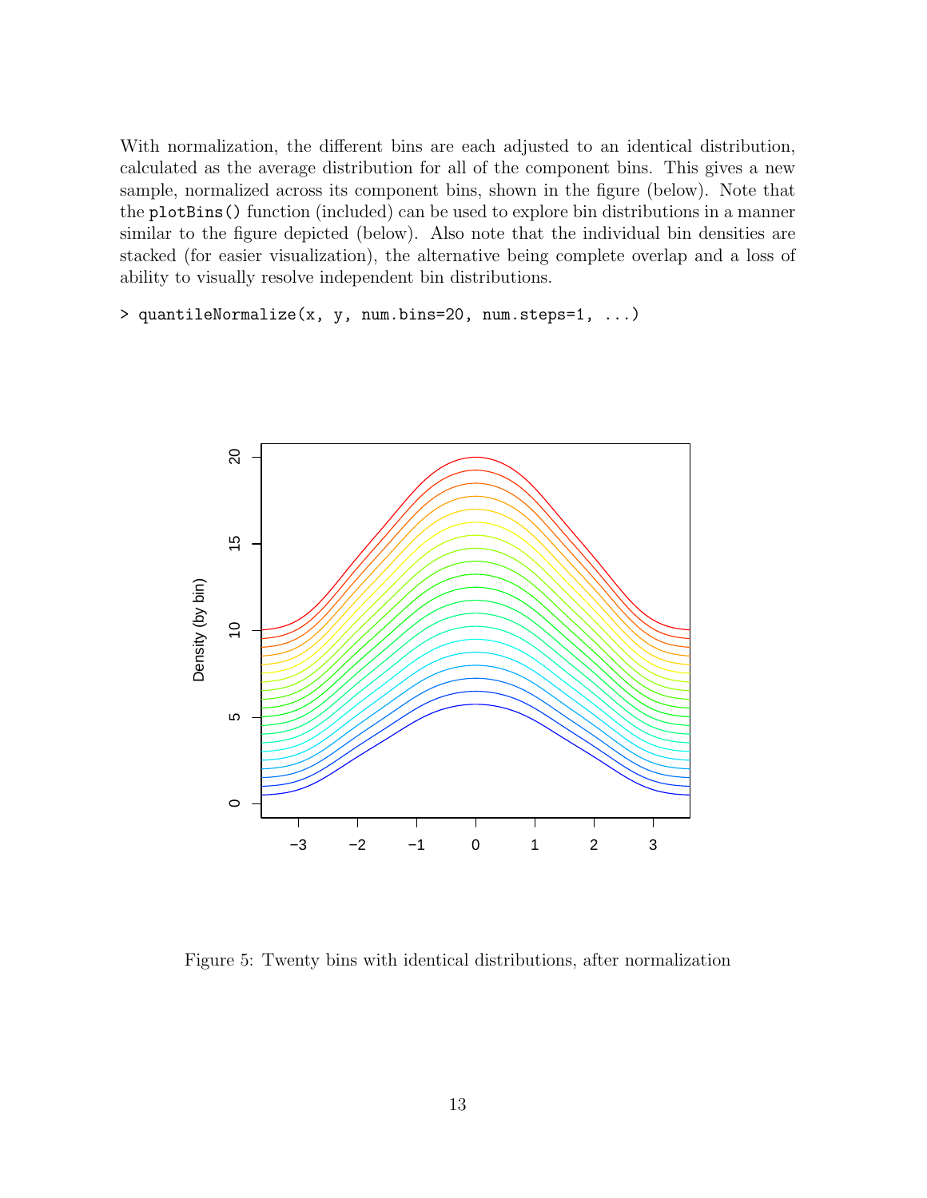With normalization, the different bins are each adjusted to an identical distribution, calculated as the average distribution for all of the component bins. This gives a new sample, normalized across its component bins, shown in the figure (below). Note that the `plotBins()` function (included) can be used to explore bin distributions in a manner similar to the figure depicted (below). Also note that the individual bin densities are stacked (for easier visualization), the alternative being complete overlap and a loss of ability to visually resolve independent bin distributions.

```
> quantileNormalize(x, y, num.bins=20, num.steps=1, ...)
```

Figure 5: Twenty bins with identical distributions, after normalization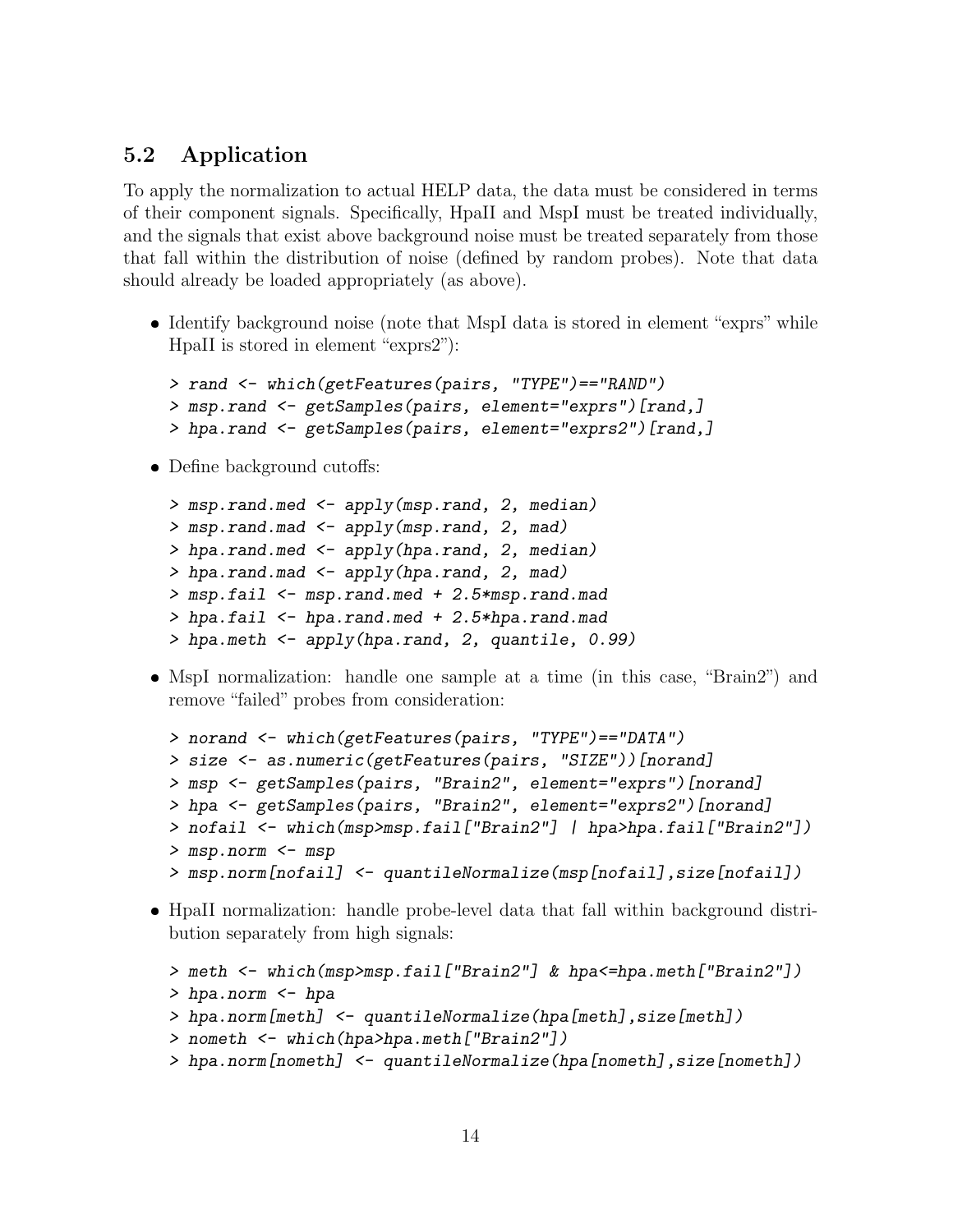## 5.2 Application

To apply the normalization to actual HELP data, the data must be considered in terms of their component signals. Specifically, HpaII and MspI must be treated individually, and the signals that exist above background noise must be treated separately from those that fall within the distribution of noise (defined by random probes). Note that data should already be loaded appropriately (as above).

- Identify background noise (note that MspI data is stored in element "exprs" while HpaII is stored in element "exprs2"):

```
> rand <- which(getFeatures(pairs, "TYPE")=="RAND")
> msp.rand <- getSamples(pairs, element="exprs")[rand,]
> hpa.rand <- getSamples(pairs, element="exprs2")[rand,]
```

- Define background cutoffs:

```
> msp.rand.med <- apply(msp.rand, 2, median)
> msp.rand.mad <- apply(msp.rand, 2, mad)
> hpa.rand.med <- apply(hpa.rand, 2, median)
> hpa.rand.mad <- apply(hpa.rand, 2, mad)
> msp.fail <- msp.rand.med + 2.5*msp.rand.mad
> hpa.fail <- hpa.rand.med + 2.5*hpa.rand.mad
> hpa.meth <- apply(hpa.rand, 2, quantile, 0.99)
```

- MspI normalization: handle one sample at a time (in this case, "Brain2") and remove "failed" probes from consideration:

```
> norand <- which(getFeatures(pairs, "TYPE")=="DATA")
> size <- as.numeric(getFeatures(pairs, "SIZE"))[norand]
> msp <- getSamples(pairs, "Brain2", element="exprs")[norand]
> hpa <- getSamples(pairs, "Brain2", element="exprs2")[norand]
> nofail <- which(msp>msp.fail["Brain2"] | hpa>hpa.fail["Brain2"])
> msp.norm <- msp
> msp.norm[nofail] <- quantileNormalize(msp[nofail],size[nofail])
```

- HpaII normalization: handle probe-level data that fall within background distribution separately from high signals:

```
> meth <- which(msp>msp.fail["Brain2"] & hpa<=hpa.meth["Brain2"])
> hpa.norm <- hpa
> hpa.norm[meth] <- quantileNormalize(hpa[meth],size[meth])
> nometh <- which(hpa>hpa.meth["Brain2"])
> hpa.norm[nometh] <- quantileNormalize(hpa[nometh],size[nometh])
```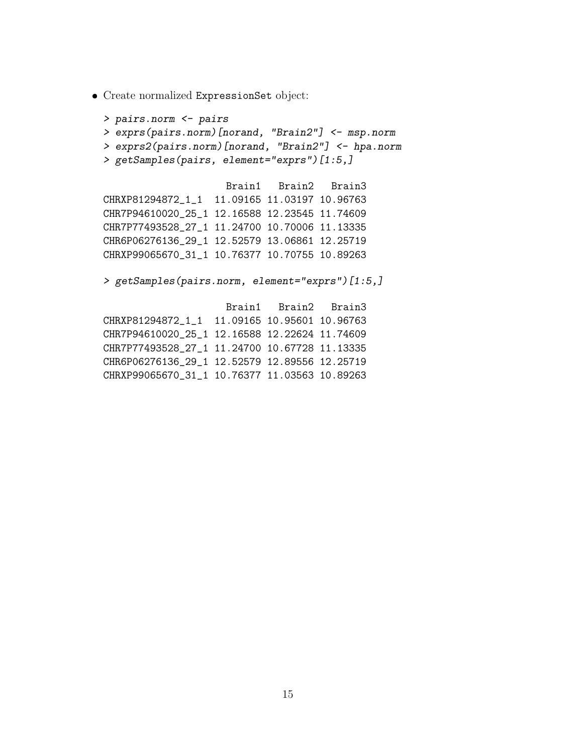- Create normalized ExpressionSet object:

```
> pairs.norm <- pairs
> exprs(pairs.norm)[norand, "Brain2"] <- msp.norm
> exprs2(pairs.norm)[norand, "Brain2"] <- hpa.norm
> getSamples(pairs, element="exprs")[1:5,]

                     Brain1   Brain2   Brain3
CHRXP81294872_1_1  11.09165 11.03197 10.96763
CHR7P94610020_25_1 12.16588 12.23545 11.74609
CHR7P77493528_27_1 11.24700 10.70006 11.13335
CHR6P06276136_29_1 12.52579 13.06861 12.25719
CHRXP99065670_31_1 10.76377 10.70755 10.89263

> getSamples(pairs.norm, element="exprs")[1:5,]

                     Brain1   Brain2   Brain3
CHRXP81294872_1_1  11.09165 10.95601 10.96763
CHR7P94610020_25_1 12.16588 12.22624 11.74609
CHR7P77493528_27_1 11.24700 10.67728 11.13335
CHR6P06276136_29_1 12.52579 12.89556 12.25719
CHRXP99065670_31_1 10.76377 11.03563 10.89263
```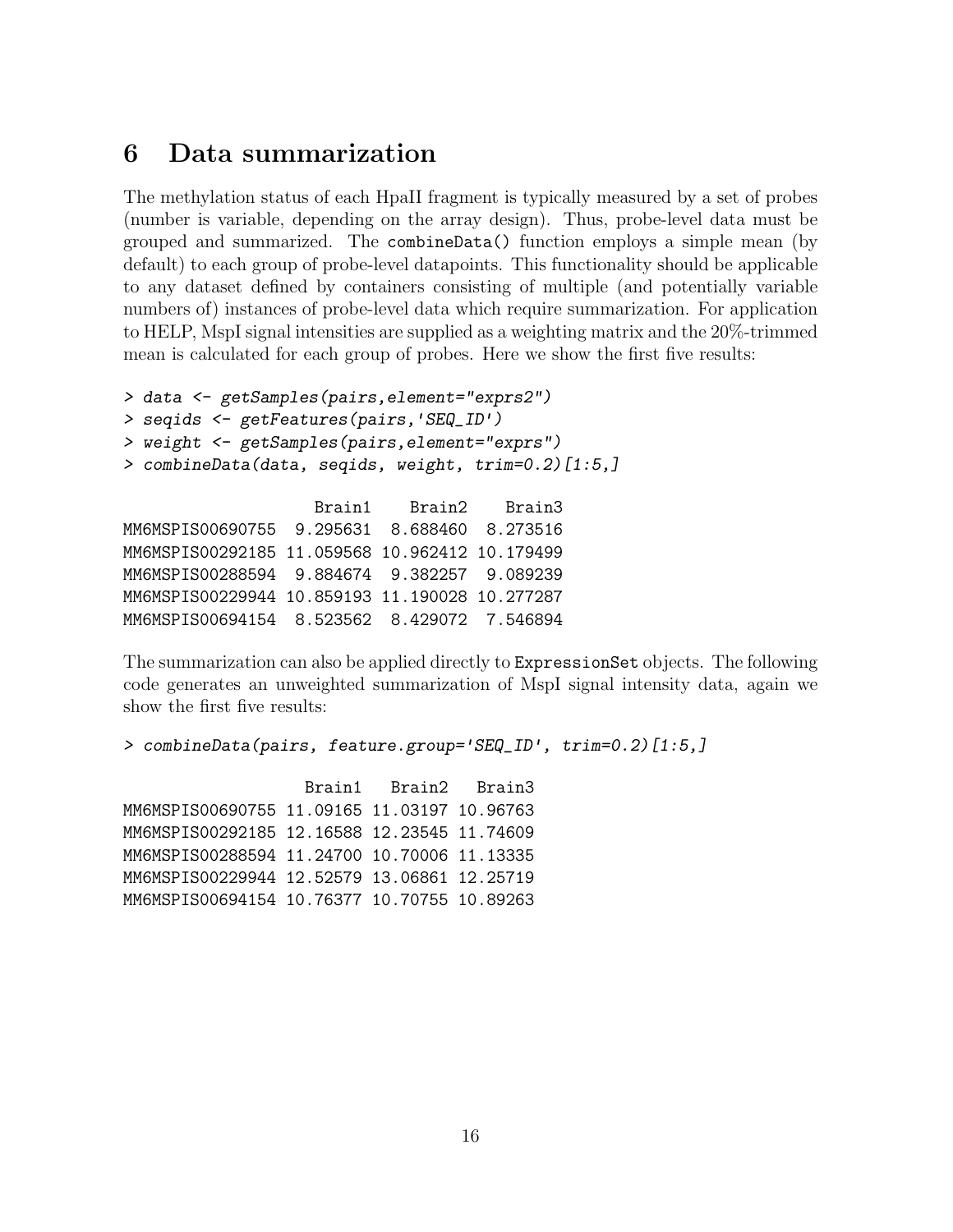# 6 Data summarization

The methylation status of each HpaII fragment is typically measured by a set of probes (number is variable, depending on the array design). Thus, probe-level data must be grouped and summarized. The `combineData()` function employs a simple mean (by default) to each group of probe-level datapoints. This functionality should be applicable to any dataset defined by containers consisting of multiple (and potentially variable numbers of) instances of probe-level data which require summarization. For application to HELP, MspI signal intensities are supplied as a weighting matrix and the 20%-trimmed mean is calculated for each group of probes. Here we show the first five results:

```
> data <- getSamples(pairs,element="exprs2")
> seqids <- getFeatures(pairs,'SEQ_ID')
> weight <- getSamples(pairs,element="exprs")
> combineData(data, seqids, weight, trim=0.2)[1:5,]

                    Brain1    Brain2    Brain3
MM6MSPIS00690755  9.295631  8.688460  8.273516
MM6MSPIS00292185 11.059568 10.962412 10.179499
MM6MSPIS00288594  9.884674  9.382257  9.089239
MM6MSPIS00229944 10.859193 11.190028 10.277287
MM6MSPIS00694154  8.523562  8.429072  7.546894
```

The summarization can also be applied directly to `ExpressionSet` objects. The following code generates an unweighted summarization of MspI signal intensity data, again we show the first five results:

```
> combineData(pairs, feature.group='SEQ_ID', trim=0.2)[1:5,]

                   Brain1   Brain2   Brain3
MM6MSPIS00690755 11.09165 11.03197 10.96763
MM6MSPIS00292185 12.16588 12.23545 11.74609
MM6MSPIS00288594 11.24700 10.70006 11.13335
MM6MSPIS00229944 12.52579 13.06861 12.25719
MM6MSPIS00694154 10.76377 10.70755 10.89263
```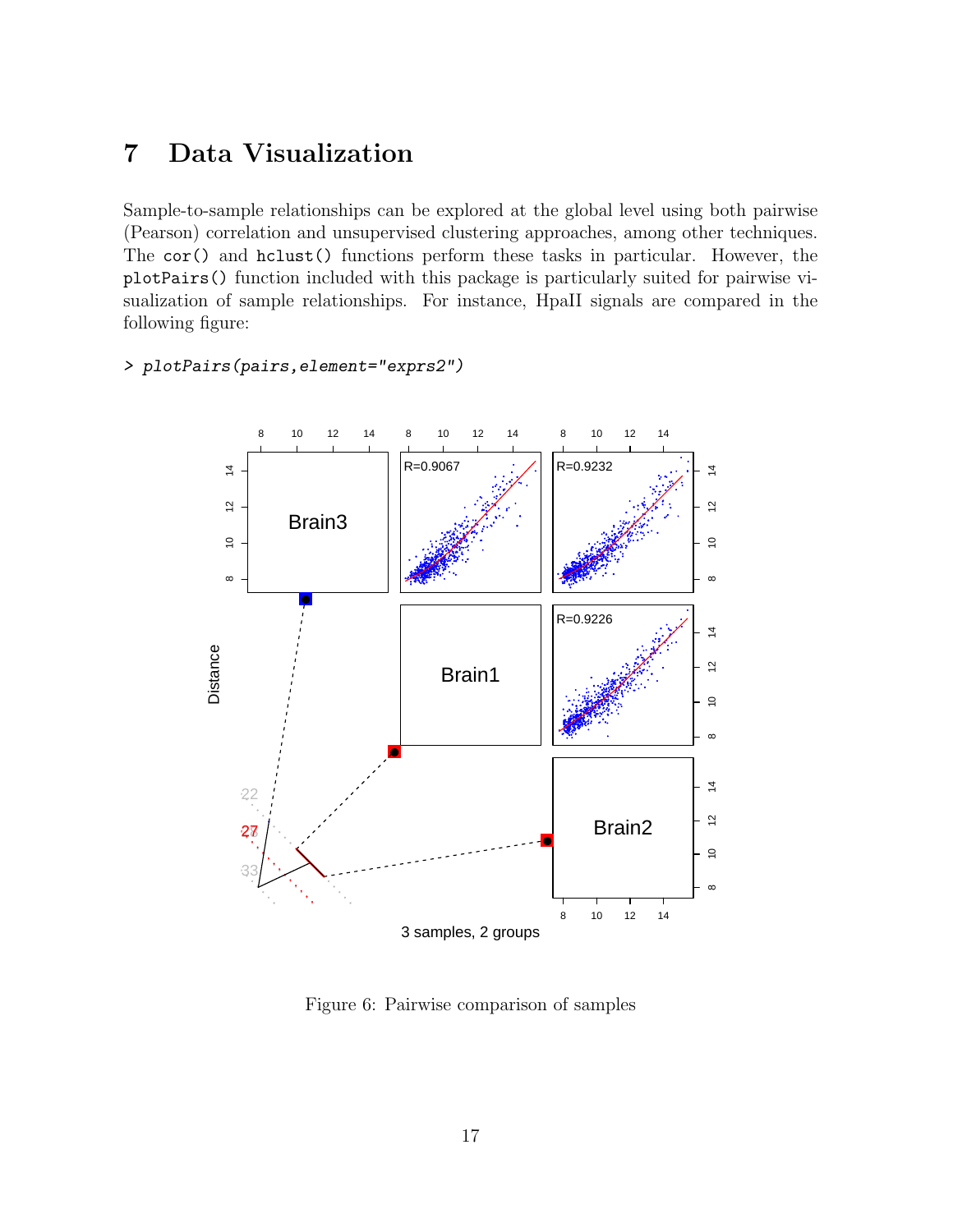# 7 Data Visualization

Sample-to-sample relationships can be explored at the global level using both pairwise (Pearson) correlation and unsupervised clustering approaches, among other techniques. The `cor()` and `hclust()` functions perform these tasks in particular. However, the `plotPairs()` function included with this package is particularly suited for pairwise visualization of sample relationships. For instance, HpaII signals are compared in the following figure:

```
> plotPairs(pairs,element="exprs2")
```

Figure 6: Pairwise comparison of samples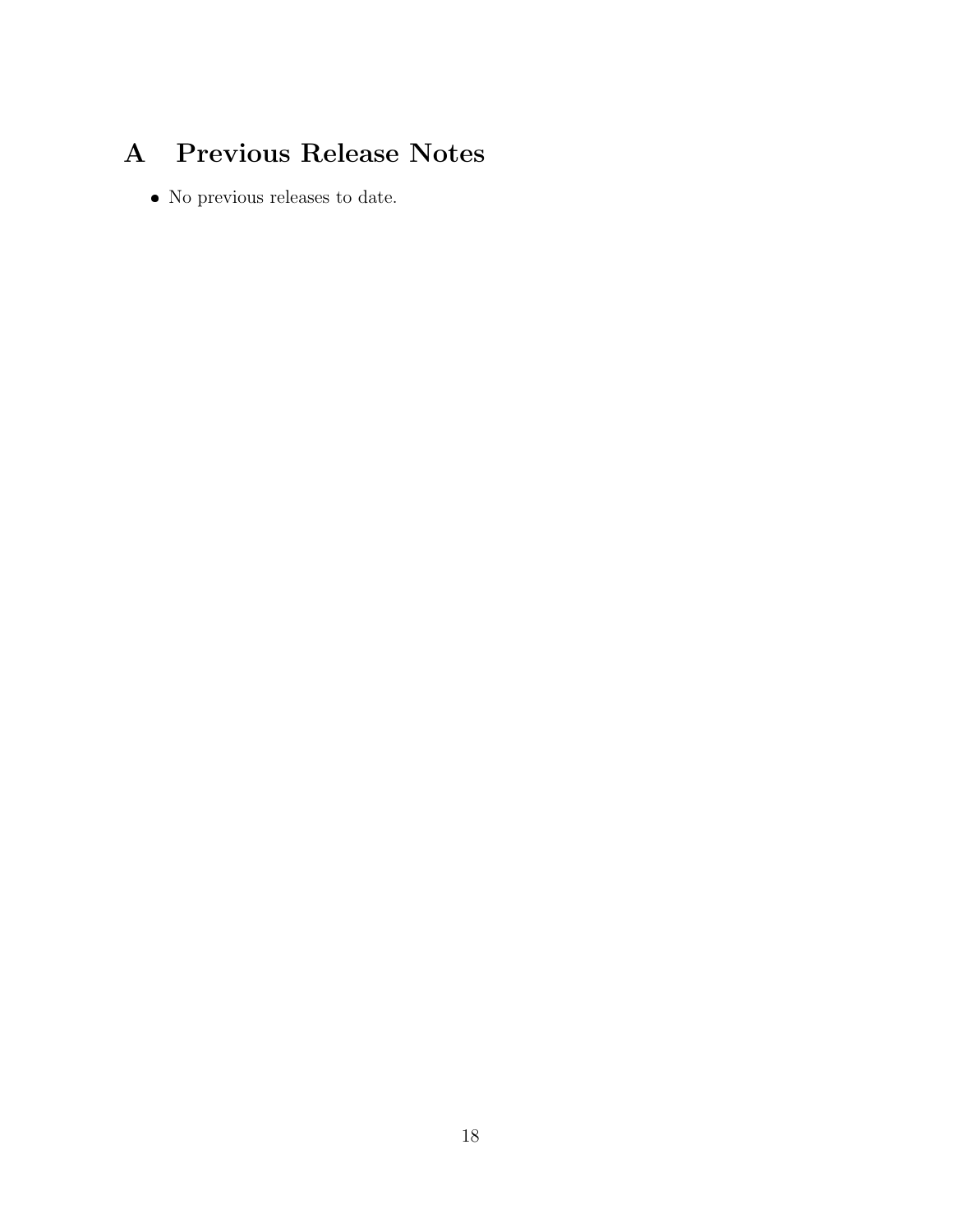# A Previous Release Notes

- No previous releases to date.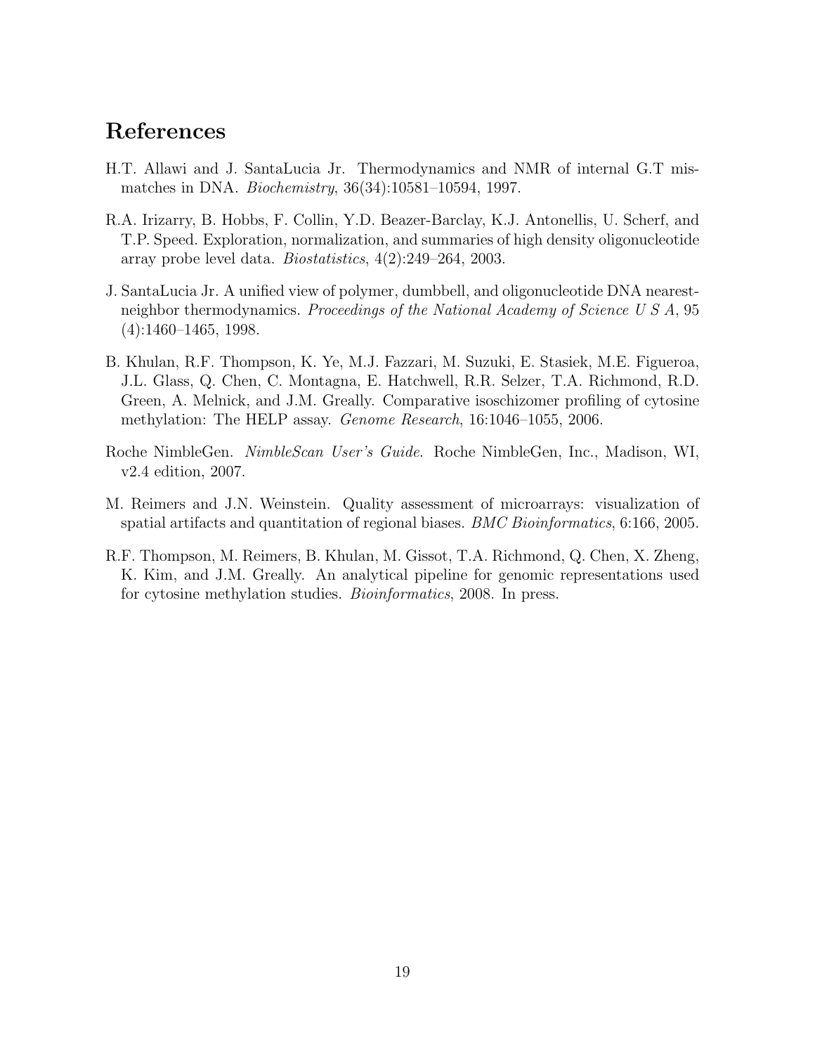# References

H.T. Allawi and J. SantaLucia Jr. Thermodynamics and NMR of internal G.T mismatches in DNA. *Biochemistry*, 36(34):10581–10594, 1997.

R.A. Irizarry, B. Hobbs, F. Collin, Y.D. Beazer-Barclay, K.J. Antonellis, U. Scherf, and T.P. Speed. Exploration, normalization, and summaries of high density oligonucleotide array probe level data. *Biostatistics*, 4(2):249–264, 2003.

J. SantaLucia Jr. A unified view of polymer, dumbbell, and oligonucleotide DNA nearest-neighbor thermodynamics. *Proceedings of the National Academy of Science U S A*, 95 (4):1460–1465, 1998.

B. Khulan, R.F. Thompson, K. Ye, M.J. Fazzari, M. Suzuki, E. Stasiek, M.E. Figueroa, J.L. Glass, Q. Chen, C. Montagna, E. Hatchwell, R.R. Selzer, T.A. Richmond, R.D. Green, A. Melnick, and J.M. Greally. Comparative isoschizomer profiling of cytosine methylation: The HELP assay. *Genome Research*, 16:1046–1055, 2006.

Roche NimbleGen. *NimbleScan User's Guide*. Roche NimbleGen, Inc., Madison, WI, v2.4 edition, 2007.

M. Reimers and J.N. Weinstein. Quality assessment of microarrays: visualization of spatial artifacts and quantitation of regional biases. *BMC Bioinformatics*, 6:166, 2005.

R.F. Thompson, M. Reimers, B. Khulan, M. Gissot, T.A. Richmond, Q. Chen, X. Zheng, K. Kim, and J.M. Greally. An analytical pipeline for genomic representations used for cytosine methylation studies. *Bioinformatics*, 2008. In press.